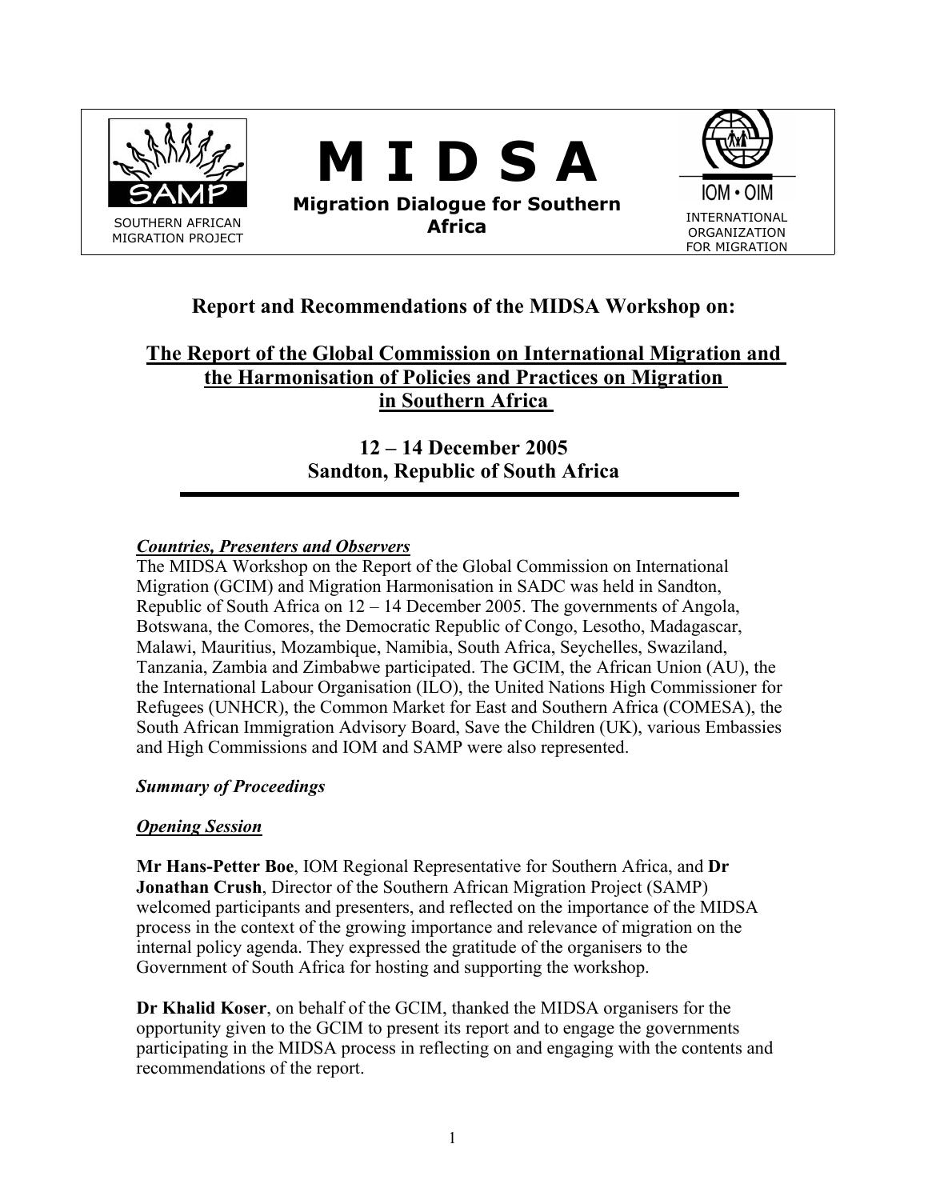SOUTHERN AFRICAN MIGRATION PROJECT

# M I D S A

**Migration Dialogue for Southern Africa**

INTERNATIONAL ORGANIZATION FOR MIGRATION

## Report and Recommendations of the MIDSA Workshop on:

## The Report of the Global Commission on International Migration and the Harmonisation of Policies and Practices on Migration in Southern Africa

## 12 – 14 December 2005
## Sandton, Republic of South Africa

***Countries, Presenters and Observers***

The MIDSA Workshop on the Report of the Global Commission on International Migration (GCIM) and Migration Harmonisation in SADC was held in Sandton, Republic of South Africa on 12 – 14 December 2005. The governments of Angola, Botswana, the Comores, the Democratic Republic of Congo, Lesotho, Madagascar, Malawi, Mauritius, Mozambique, Namibia, South Africa, Seychelles, Swaziland, Tanzania, Zambia and Zimbabwe participated. The GCIM, the African Union (AU), the the International Labour Organisation (ILO), the United Nations High Commissioner for Refugees (UNHCR), the Common Market for East and Southern Africa (COMESA), the South African Immigration Advisory Board, Save the Children (UK), various Embassies and High Commissions and IOM and SAMP were also represented.

***Summary of Proceedings***

***Opening Session***

**Mr Hans-Petter Boe**, IOM Regional Representative for Southern Africa, and **Dr Jonathan Crush**, Director of the Southern African Migration Project (SAMP) welcomed participants and presenters, and reflected on the importance of the MIDSA process in the context of the growing importance and relevance of migration on the internal policy agenda. They expressed the gratitude of the organisers to the Government of South Africa for hosting and supporting the workshop.

**Dr Khalid Koser**, on behalf of the GCIM, thanked the MIDSA organisers for the opportunity given to the GCIM to present its report and to engage the governments participating in the MIDSA process in reflecting on and engaging with the contents and recommendations of the report.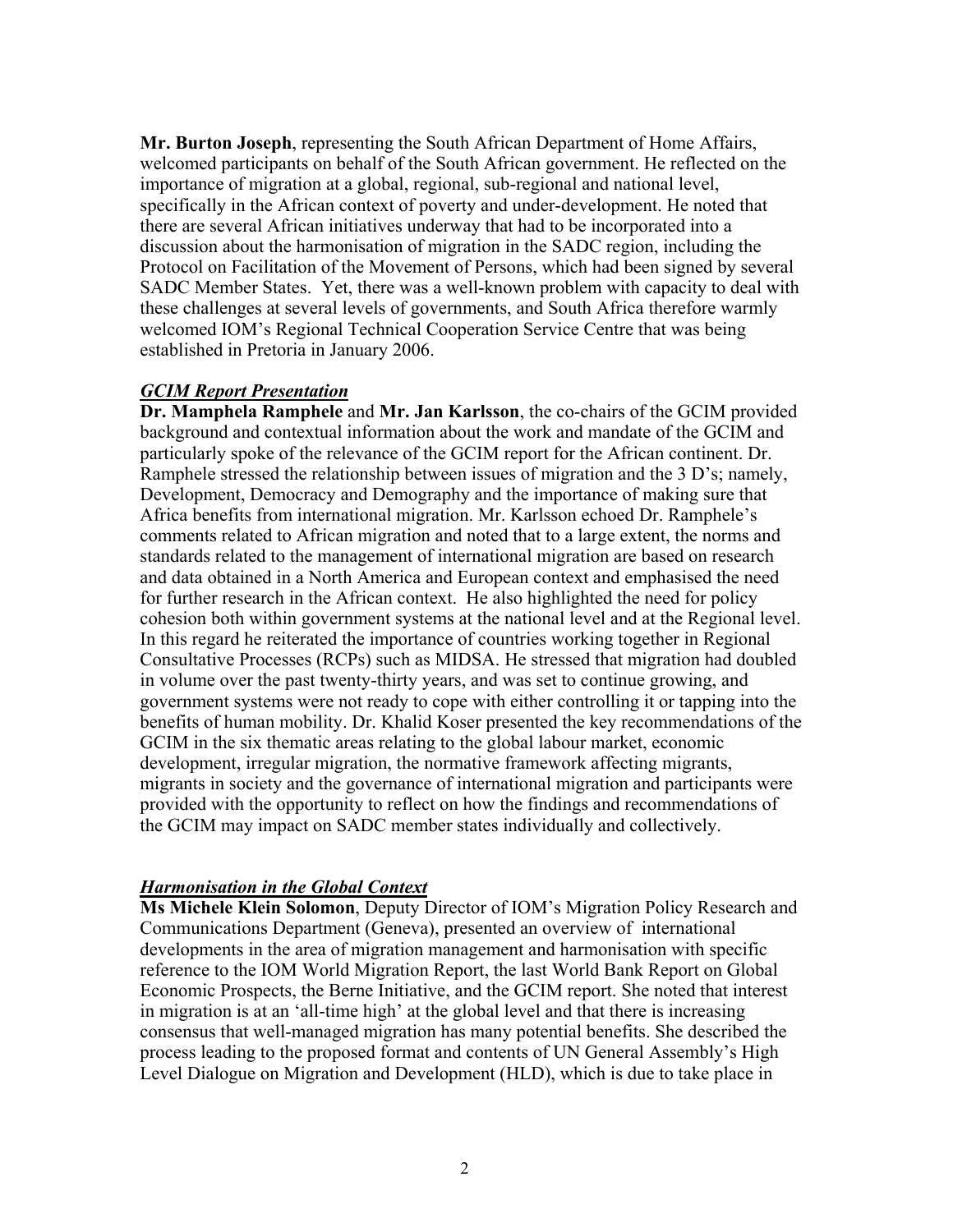**Mr. Burton Joseph**, representing the South African Department of Home Affairs, welcomed participants on behalf of the South African government. He reflected on the importance of migration at a global, regional, sub-regional and national level, specifically in the African context of poverty and under-development. He noted that there are several African initiatives underway that had to be incorporated into a discussion about the harmonisation of migration in the SADC region, including the Protocol on Facilitation of the Movement of Persons, which had been signed by several SADC Member States. Yet, there was a well-known problem with capacity to deal with these challenges at several levels of governments, and South Africa therefore warmly welcomed IOM's Regional Technical Cooperation Service Centre that was being established in Pretoria in January 2006.

***GCIM Report Presentation***

**Dr. Mamphela Ramphele** and **Mr. Jan Karlsson**, the co-chairs of the GCIM provided background and contextual information about the work and mandate of the GCIM and particularly spoke of the relevance of the GCIM report for the African continent. Dr. Ramphele stressed the relationship between issues of migration and the 3 D's; namely, Development, Democracy and Demography and the importance of making sure that Africa benefits from international migration. Mr. Karlsson echoed Dr. Ramphele's comments related to African migration and noted that to a large extent, the norms and standards related to the management of international migration are based on research and data obtained in a North America and European context and emphasised the need for further research in the African context. He also highlighted the need for policy cohesion both within government systems at the national level and at the Regional level. In this regard he reiterated the importance of countries working together in Regional Consultative Processes (RCPs) such as MIDSA. He stressed that migration had doubled in volume over the past twenty-thirty years, and was set to continue growing, and government systems were not ready to cope with either controlling it or tapping into the benefits of human mobility. Dr. Khalid Koser presented the key recommendations of the GCIM in the six thematic areas relating to the global labour market, economic development, irregular migration, the normative framework affecting migrants, migrants in society and the governance of international migration and participants were provided with the opportunity to reflect on how the findings and recommendations of the GCIM may impact on SADC member states individually and collectively.

***Harmonisation in the Global Context***

**Ms Michele Klein Solomon**, Deputy Director of IOM's Migration Policy Research and Communications Department (Geneva), presented an overview of international developments in the area of migration management and harmonisation with specific reference to the IOM World Migration Report, the last World Bank Report on Global Economic Prospects, the Berne Initiative, and the GCIM report. She noted that interest in migration is at an 'all-time high' at the global level and that there is increasing consensus that well-managed migration has many potential benefits. She described the process leading to the proposed format and contents of UN General Assembly's High Level Dialogue on Migration and Development (HLD), which is due to take place in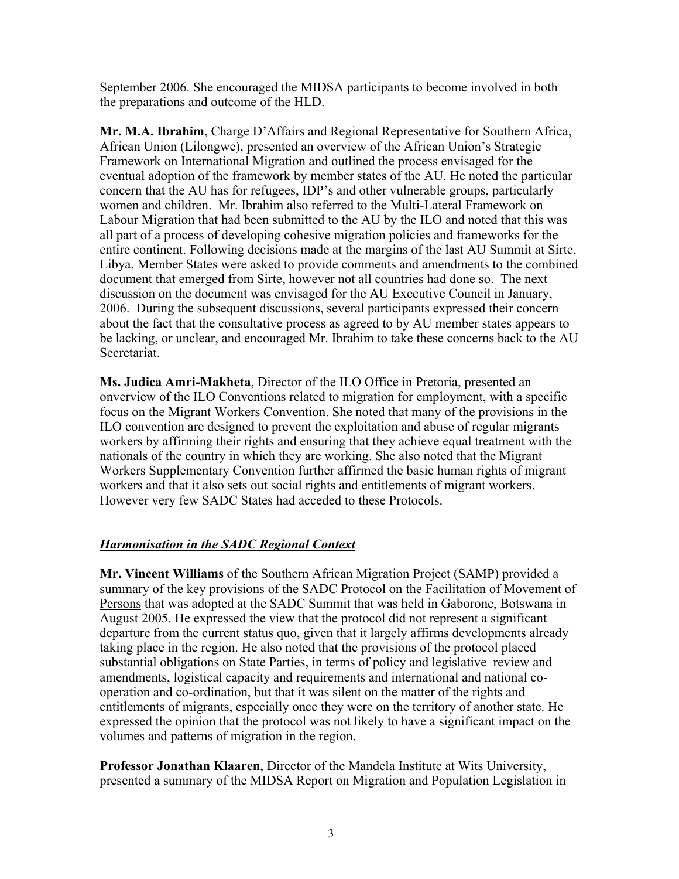September 2006. She encouraged the MIDSA participants to become involved in both the preparations and outcome of the HLD.

**Mr. M.A. Ibrahim**, Charge D'Affairs and Regional Representative for Southern Africa, African Union (Lilongwe), presented an overview of the African Union's Strategic Framework on International Migration and outlined the process envisaged for the eventual adoption of the framework by member states of the AU. He noted the particular concern that the AU has for refugees, IDP's and other vulnerable groups, particularly women and children. Mr. Ibrahim also referred to the Multi-Lateral Framework on Labour Migration that had been submitted to the AU by the ILO and noted that this was all part of a process of developing cohesive migration policies and frameworks for the entire continent. Following decisions made at the margins of the last AU Summit at Sirte, Libya, Member States were asked to provide comments and amendments to the combined document that emerged from Sirte, however not all countries had done so. The next discussion on the document was envisaged for the AU Executive Council in January, 2006. During the subsequent discussions, several participants expressed their concern about the fact that the consultative process as agreed to by AU member states appears to be lacking, or unclear, and encouraged Mr. Ibrahim to take these concerns back to the AU Secretariat.

**Ms. Judica Amri-Makheta**, Director of the ILO Office in Pretoria, presented an onverview of the ILO Conventions related to migration for employment, with a specific focus on the Migrant Workers Convention. She noted that many of the provisions in the ILO convention are designed to prevent the exploitation and abuse of regular migrants workers by affirming their rights and ensuring that they achieve equal treatment with the nationals of the country in which they are working. She also noted that the Migrant Workers Supplementary Convention further affirmed the basic human rights of migrant workers and that it also sets out social rights and entitlements of migrant workers. However very few SADC States had acceded to these Protocols.

## ***Harmonisation in the SADC Regional Context***

**Mr. Vincent Williams** of the Southern African Migration Project (SAMP) provided a summary of the key provisions of the SADC Protocol on the Facilitation of Movement of Persons that was adopted at the SADC Summit that was held in Gaborone, Botswana in August 2005. He expressed the view that the protocol did not represent a significant departure from the current status quo, given that it largely affirms developments already taking place in the region. He also noted that the provisions of the protocol placed substantial obligations on State Parties, in terms of policy and legislative review and amendments, logistical capacity and requirements and international and national co-operation and co-ordination, but that it was silent on the matter of the rights and entitlements of migrants, especially once they were on the territory of another state. He expressed the opinion that the protocol was not likely to have a significant impact on the volumes and patterns of migration in the region.

**Professor Jonathan Klaaren**, Director of the Mandela Institute at Wits University, presented a summary of the MIDSA Report on Migration and Population Legislation in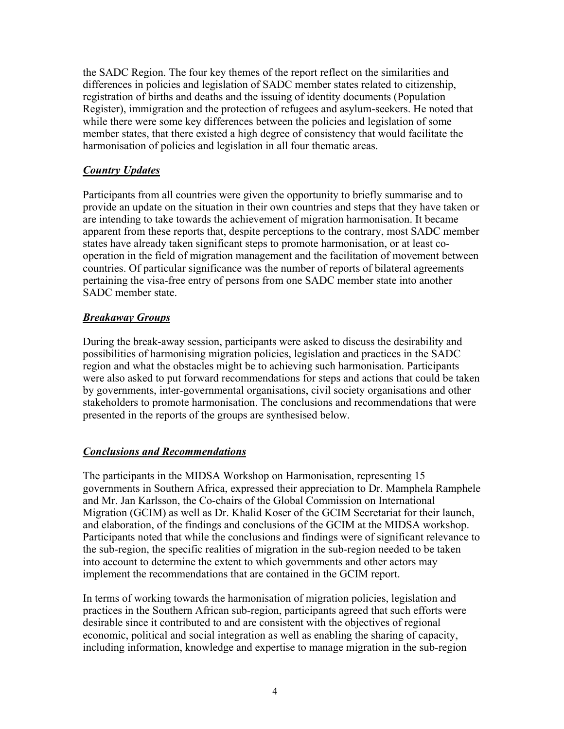the SADC Region. The four key themes of the report reflect on the similarities and differences in policies and legislation of SADC member states related to citizenship, registration of births and deaths and the issuing of identity documents (Population Register), immigration and the protection of refugees and asylum-seekers. He noted that while there were some key differences between the policies and legislation of some member states, that there existed a high degree of consistency that would facilitate the harmonisation of policies and legislation in all four thematic areas.

## ***Country Updates***

Participants from all countries were given the opportunity to briefly summarise and to provide an update on the situation in their own countries and steps that they have taken or are intending to take towards the achievement of migration harmonisation. It became apparent from these reports that, despite perceptions to the contrary, most SADC member states have already taken significant steps to promote harmonisation, or at least co-operation in the field of migration management and the facilitation of movement between countries. Of particular significance was the number of reports of bilateral agreements pertaining the visa-free entry of persons from one SADC member state into another SADC member state.

## ***Breakaway Groups***

During the break-away session, participants were asked to discuss the desirability and possibilities of harmonising migration policies, legislation and practices in the SADC region and what the obstacles might be to achieving such harmonisation. Participants were also asked to put forward recommendations for steps and actions that could be taken by governments, inter-governmental organisations, civil society organisations and other stakeholders to promote harmonisation. The conclusions and recommendations that were presented in the reports of the groups are synthesised below.

## ***Conclusions and Recommendations***

The participants in the MIDSA Workshop on Harmonisation, representing 15 governments in Southern Africa, expressed their appreciation to Dr. Mamphela Ramphele and Mr. Jan Karlsson, the Co-chairs of the Global Commission on International Migration (GCIM) as well as Dr. Khalid Koser of the GCIM Secretariat for their launch, and elaboration, of the findings and conclusions of the GCIM at the MIDSA workshop. Participants noted that while the conclusions and findings were of significant relevance to the sub-region, the specific realities of migration in the sub-region needed to be taken into account to determine the extent to which governments and other actors may implement the recommendations that are contained in the GCIM report.

In terms of working towards the harmonisation of migration policies, legislation and practices in the Southern African sub-region, participants agreed that such efforts were desirable since it contributed to and are consistent with the objectives of regional economic, political and social integration as well as enabling the sharing of capacity, including information, knowledge and expertise to manage migration in the sub-region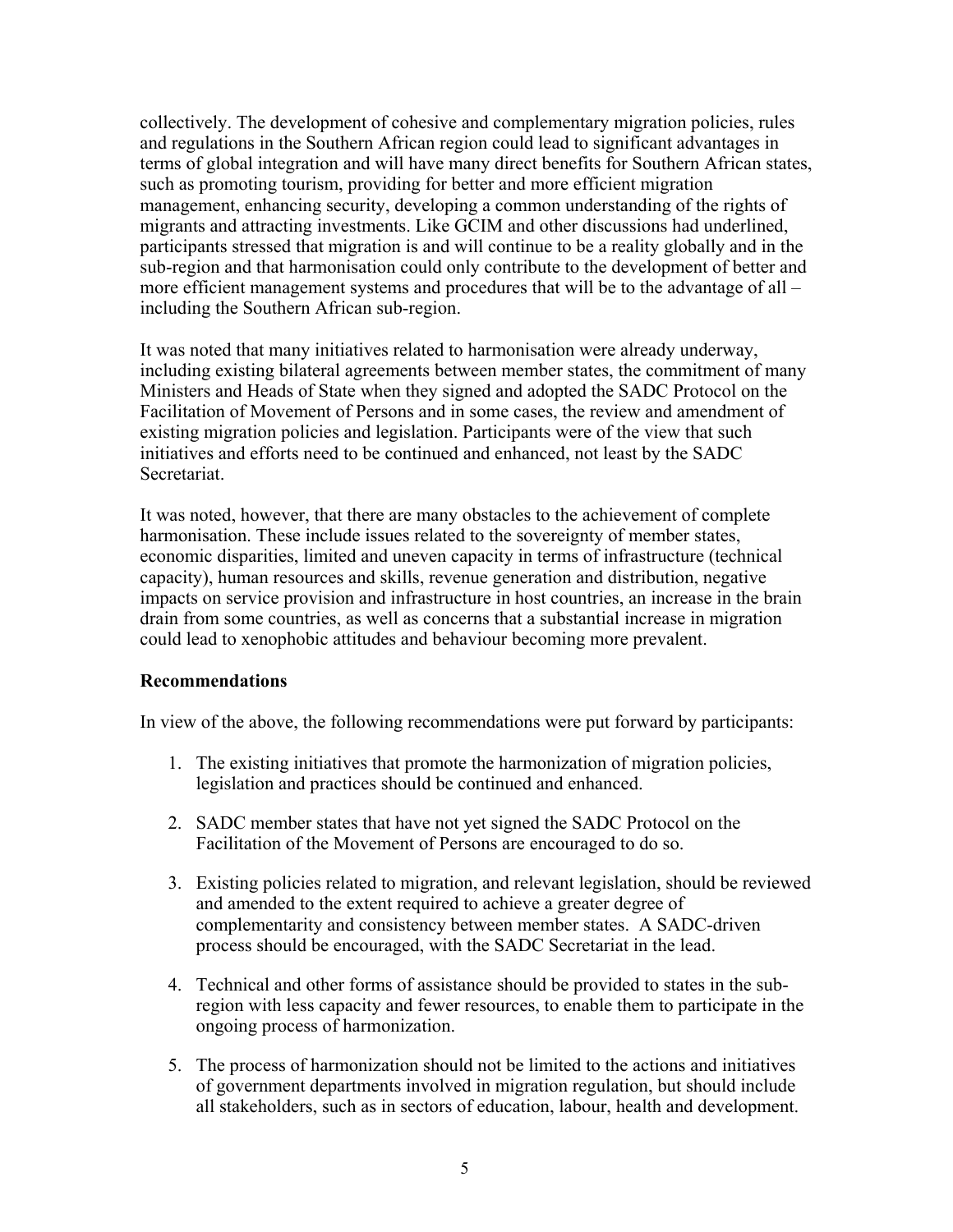collectively. The development of cohesive and complementary migration policies, rules and regulations in the Southern African region could lead to significant advantages in terms of global integration and will have many direct benefits for Southern African states, such as promoting tourism, providing for better and more efficient migration management, enhancing security, developing a common understanding of the rights of migrants and attracting investments. Like GCIM and other discussions had underlined, participants stressed that migration is and will continue to be a reality globally and in the sub-region and that harmonisation could only contribute to the development of better and more efficient management systems and procedures that will be to the advantage of all – including the Southern African sub-region.

It was noted that many initiatives related to harmonisation were already underway, including existing bilateral agreements between member states, the commitment of many Ministers and Heads of State when they signed and adopted the SADC Protocol on the Facilitation of Movement of Persons and in some cases, the review and amendment of existing migration policies and legislation. Participants were of the view that such initiatives and efforts need to be continued and enhanced, not least by the SADC Secretariat.

It was noted, however, that there are many obstacles to the achievement of complete harmonisation. These include issues related to the sovereignty of member states, economic disparities, limited and uneven capacity in terms of infrastructure (technical capacity), human resources and skills, revenue generation and distribution, negative impacts on service provision and infrastructure in host countries, an increase in the brain drain from some countries, as well as concerns that a substantial increase in migration could lead to xenophobic attitudes and behaviour becoming more prevalent.

**Recommendations**

In view of the above, the following recommendations were put forward by participants:

1. The existing initiatives that promote the harmonization of migration policies, legislation and practices should be continued and enhanced.

2. SADC member states that have not yet signed the SADC Protocol on the Facilitation of the Movement of Persons are encouraged to do so.

3. Existing policies related to migration, and relevant legislation, should be reviewed and amended to the extent required to achieve a greater degree of complementarity and consistency between member states. A SADC-driven process should be encouraged, with the SADC Secretariat in the lead.

4. Technical and other forms of assistance should be provided to states in the sub-region with less capacity and fewer resources, to enable them to participate in the ongoing process of harmonization.

5. The process of harmonization should not be limited to the actions and initiatives of government departments involved in migration regulation, but should include all stakeholders, such as in sectors of education, labour, health and development.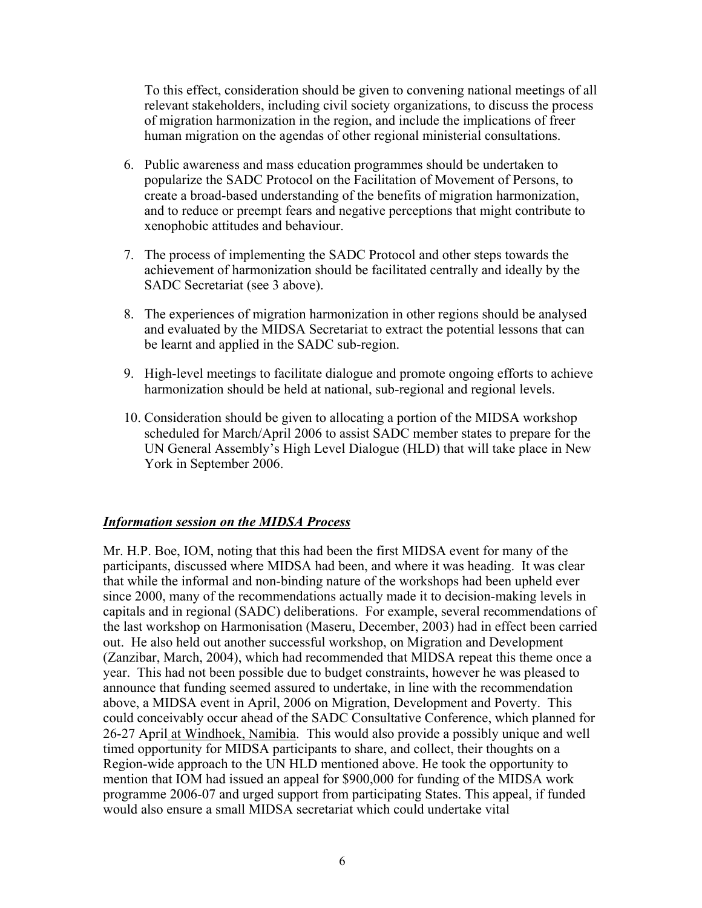To this effect, consideration should be given to convening national meetings of all relevant stakeholders, including civil society organizations, to discuss the process of migration harmonization in the region, and include the implications of freer human migration on the agendas of other regional ministerial consultations.

6. Public awareness and mass education programmes should be undertaken to popularize the SADC Protocol on the Facilitation of Movement of Persons, to create a broad-based understanding of the benefits of migration harmonization, and to reduce or preempt fears and negative perceptions that might contribute to xenophobic attitudes and behaviour.

7. The process of implementing the SADC Protocol and other steps towards the achievement of harmonization should be facilitated centrally and ideally by the SADC Secretariat (see 3 above).

8. The experiences of migration harmonization in other regions should be analysed and evaluated by the MIDSA Secretariat to extract the potential lessons that can be learnt and applied in the SADC sub-region.

9. High-level meetings to facilitate dialogue and promote ongoing efforts to achieve harmonization should be held at national, sub-regional and regional levels.

10. Consideration should be given to allocating a portion of the MIDSA workshop scheduled for March/April 2006 to assist SADC member states to prepare for the UN General Assembly's High Level Dialogue (HLD) that will take place in New York in September 2006.

***Information session on the MIDSA Process***

Mr. H.P. Boe, IOM, noting that this had been the first MIDSA event for many of the participants, discussed where MIDSA had been, and where it was heading. It was clear that while the informal and non-binding nature of the workshops had been upheld ever since 2000, many of the recommendations actually made it to decision-making levels in capitals and in regional (SADC) deliberations. For example, several recommendations of the last workshop on Harmonisation (Maseru, December, 2003) had in effect been carried out. He also held out another successful workshop, on Migration and Development (Zanzibar, March, 2004), which had recommended that MIDSA repeat this theme once a year. This had not been possible due to budget constraints, however he was pleased to announce that funding seemed assured to undertake, in line with the recommendation above, a MIDSA event in April, 2006 on Migration, Development and Poverty. This could conceivably occur ahead of the SADC Consultative Conference, which planned for 26-27 April at Windhoek, Namibia. This would also provide a possibly unique and well timed opportunity for MIDSA participants to share, and collect, their thoughts on a Region-wide approach to the UN HLD mentioned above. He took the opportunity to mention that IOM had issued an appeal for $900,000 for funding of the MIDSA work programme 2006-07 and urged support from participating States. This appeal, if funded would also ensure a small MIDSA secretariat which could undertake vital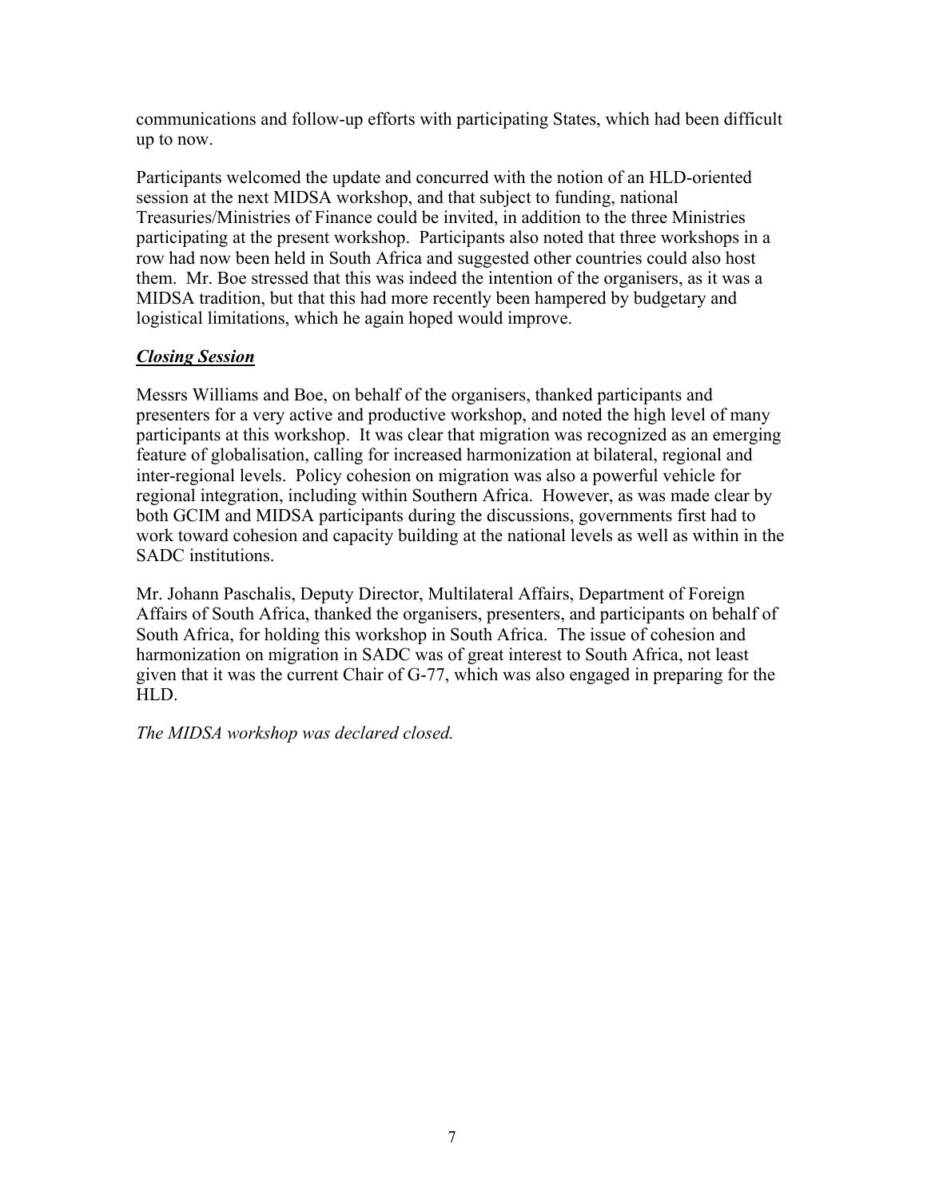communications and follow-up efforts with participating States, which had been difficult up to now.

Participants welcomed the update and concurred with the notion of an HLD-oriented session at the next MIDSA workshop, and that subject to funding, national Treasuries/Ministries of Finance could be invited, in addition to the three Ministries participating at the present workshop. Participants also noted that three workshops in a row had now been held in South Africa and suggested other countries could also host them. Mr. Boe stressed that this was indeed the intention of the organisers, as it was a MIDSA tradition, but that this had more recently been hampered by budgetary and logistical limitations, which he again hoped would improve.

***Closing Session***

Messrs Williams and Boe, on behalf of the organisers, thanked participants and presenters for a very active and productive workshop, and noted the high level of many participants at this workshop. It was clear that migration was recognized as an emerging feature of globalisation, calling for increased harmonization at bilateral, regional and inter-regional levels. Policy cohesion on migration was also a powerful vehicle for regional integration, including within Southern Africa. However, as was made clear by both GCIM and MIDSA participants during the discussions, governments first had to work toward cohesion and capacity building at the national levels as well as within in the SADC institutions.

Mr. Johann Paschalis, Deputy Director, Multilateral Affairs, Department of Foreign Affairs of South Africa, thanked the organisers, presenters, and participants on behalf of South Africa, for holding this workshop in South Africa. The issue of cohesion and harmonization on migration in SADC was of great interest to South Africa, not least given that it was the current Chair of G-77, which was also engaged in preparing for the HLD.

*The MIDSA workshop was declared closed.*